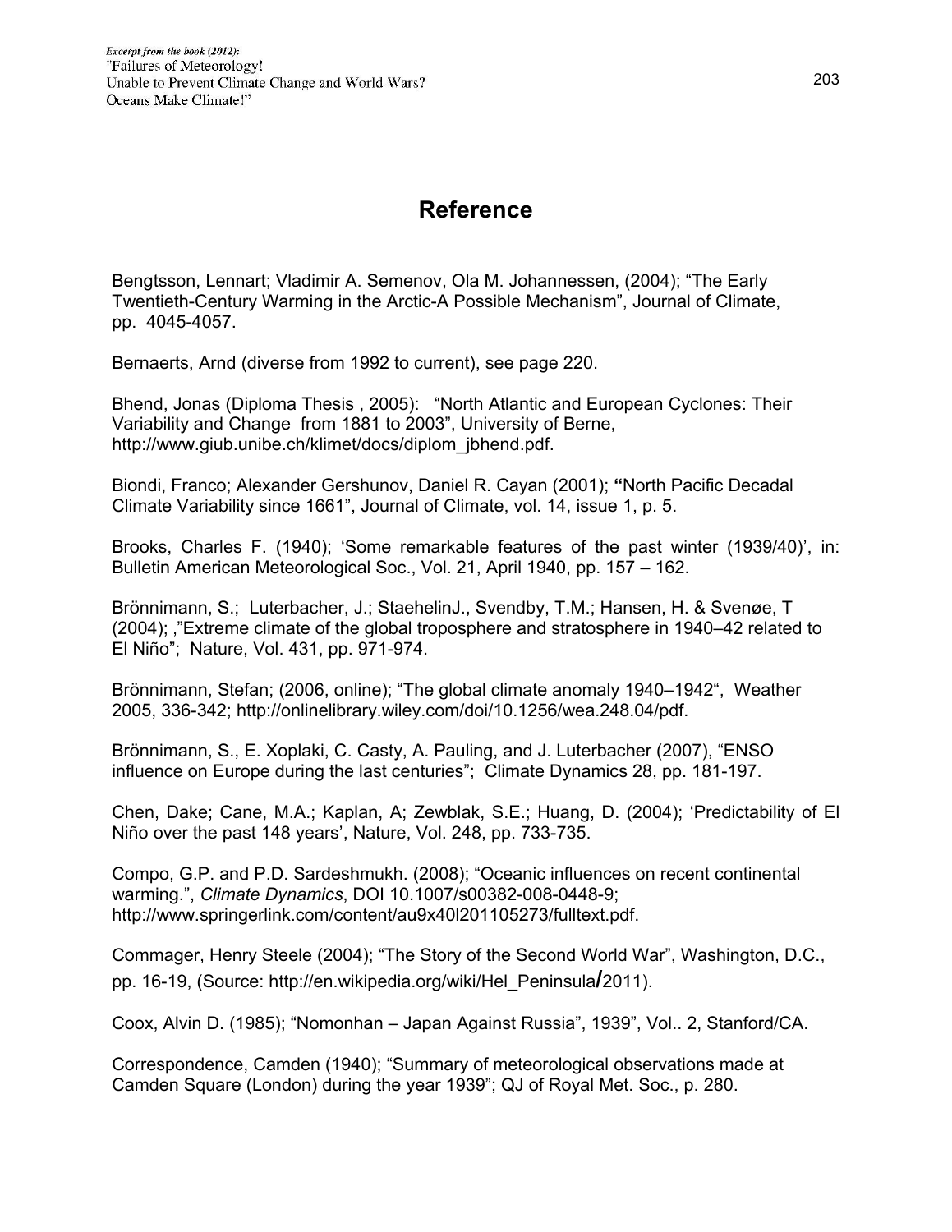# Reference

Bengtsson, Lennart; Vladimir A. Semenov, Ola M. Johannessen, (2004); "The Early Twentieth-Century Warming in the Arctic-A Possible Mechanism", Journal of Climate, pp. 4045-4057.

Bernaerts, Arnd (diverse from 1992 to current), see page 220.

Bhend, Jonas (Diploma Thesis , 2005): "North Atlantic and European Cyclones: Their Variability and Change from 1881 to 2003", University of Berne, http://www.giub.unibe.ch/klimet/docs/diplom_jbhend.pdf.

Biondi, Franco; Alexander Gershunov, Daniel R. Cayan (2001); **"**North Pacific Decadal Climate Variability since 1661", Journal of Climate, vol. 14, issue 1, p. 5.

Brooks, Charles F. (1940); 'Some remarkable features of the past winter (1939/40)', in: Bulletin American Meteorological Soc., Vol. 21, April 1940, pp. 157 – 162.

Brönnimann, S.; Luterbacher, J.; StaehelinJ., Svendby, T.M.; Hansen, H. & Svenøe, T (2004); ,"Extreme climate of the global troposphere and stratosphere in 1940–42 related to El Niño"; Nature, Vol. 431, pp. 971-974.

Brönnimann, Stefan; (2006, online); "The global climate anomaly 1940–1942", Weather 2005, 336-342; http://onlinelibrary.wiley.com/doi/10.1256/wea.248.04/pdf.

Brönnimann, S., E. Xoplaki, C. Casty, A. Pauling, and J. Luterbacher (2007), "ENSO influence on Europe during the last centuries"; Climate Dynamics 28, pp. 181-197.

Chen, Dake; Cane, M.A.; Kaplan, A; Zewblak, S.E.; Huang, D. (2004); 'Predictability of El Niño over the past 148 years', Nature, Vol. 248, pp. 733-735.

Compo, G.P. and P.D. Sardeshmukh. (2008); "Oceanic influences on recent continental warming.", *Climate Dynamics*, DOI 10.1007/s00382-008-0448-9; http://www.springerlink.com/content/au9x40l201105273/fulltext.pdf.

Commager, Henry Steele (2004); "The Story of the Second World War", Washington, D.C., pp. 16-19, (Source: http://en.wikipedia.org/wiki/Hel_Peninsula/2011).

Coox, Alvin D. (1985); "Nomonhan – Japan Against Russia", 1939", Vol.. 2, Stanford/CA.

Correspondence, Camden (1940); "Summary of meteorological observations made at Camden Square (London) during the year 1939"; QJ of Royal Met. Soc., p. 280.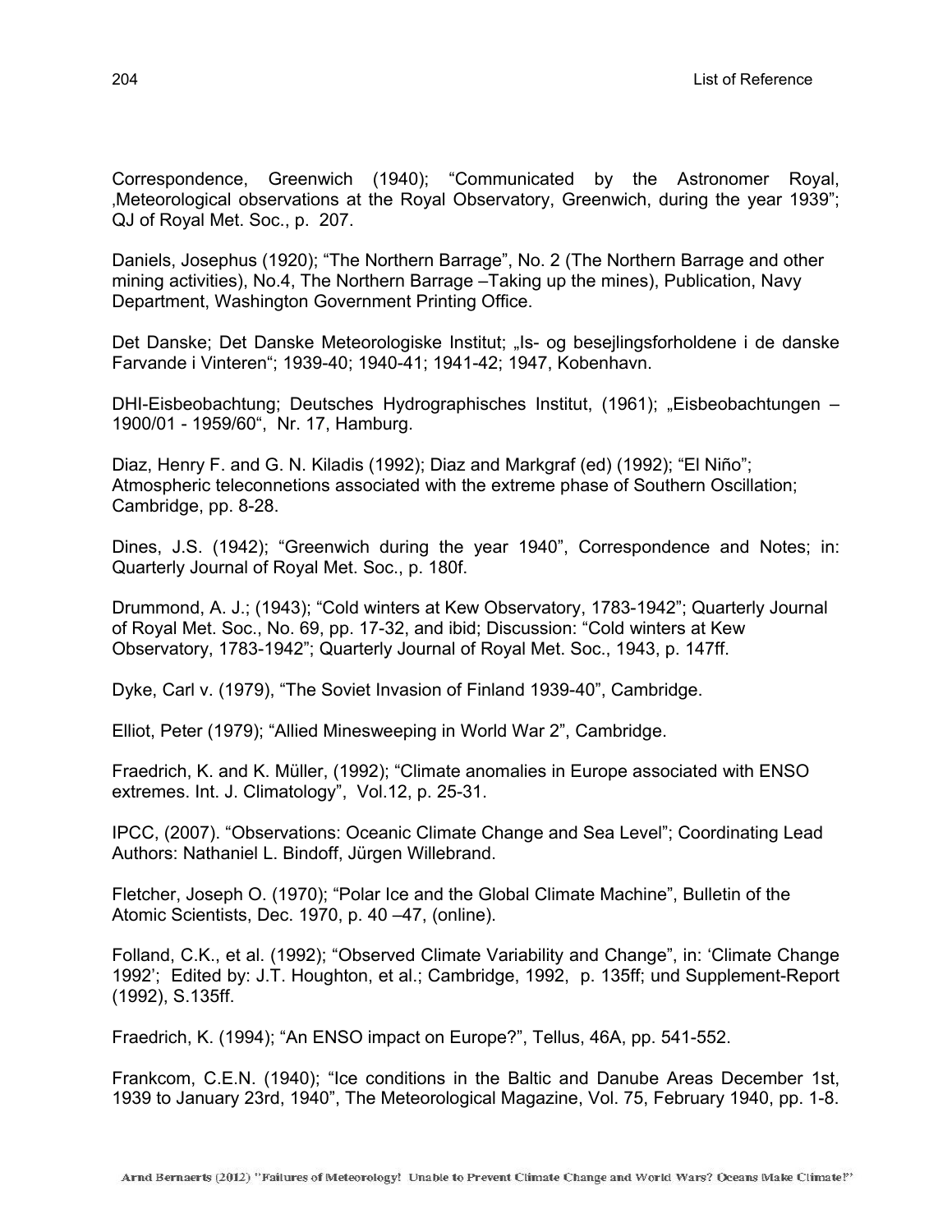Correspondence, Greenwich (1940); "Communicated by the Astronomer Royal, ‚Meteorological observations at the Royal Observatory, Greenwich, during the year 1939"; QJ of Royal Met. Soc., p. 207.

Daniels, Josephus (1920); "The Northern Barrage", No. 2 (The Northern Barrage and other mining activities), No.4, The Northern Barrage –Taking up the mines), Publication, Navy Department, Washington Government Printing Office.

Det Danske; Det Danske Meteorologiske Institut; „Is- og besejlingsforholdene i de danske Farvande i Vinteren"; 1939-40; 1940-41; 1941-42; 1947, Kobenhavn.

DHI-Eisbeobachtung; Deutsches Hydrographisches Institut, (1961); „Eisbeobachtungen – 1900/01 - 1959/60", Nr. 17, Hamburg.

Diaz, Henry F. and G. N. Kiladis (1992); Diaz and Markgraf (ed) (1992); "El Niño"; Atmospheric teleconnetions associated with the extreme phase of Southern Oscillation; Cambridge, pp. 8-28.

Dines, J.S. (1942); "Greenwich during the year 1940", Correspondence and Notes; in: Quarterly Journal of Royal Met. Soc., p. 180f.

Drummond, A. J.; (1943); "Cold winters at Kew Observatory, 1783-1942"; Quarterly Journal of Royal Met. Soc., No. 69, pp. 17-32, and ibid; Discussion: "Cold winters at Kew Observatory, 1783-1942"; Quarterly Journal of Royal Met. Soc., 1943, p. 147ff.

Dyke, Carl v. (1979), "The Soviet Invasion of Finland 1939-40", Cambridge.

Elliot, Peter (1979); "Allied Minesweeping in World War 2", Cambridge.

Fraedrich, K. and K. Müller, (1992); "Climate anomalies in Europe associated with ENSO extremes. Int. J. Climatology", Vol.12, p. 25-31.

IPCC, (2007). "Observations: Oceanic Climate Change and Sea Level"; Coordinating Lead Authors: Nathaniel L. Bindoff, Jürgen Willebrand.

Fletcher, Joseph O. (1970); "Polar Ice and the Global Climate Machine", Bulletin of the Atomic Scientists, Dec. 1970, p. 40 –47, (online).

Folland, C.K., et al. (1992); "Observed Climate Variability and Change", in: 'Climate Change 1992'; Edited by: J.T. Houghton, et al.; Cambridge, 1992, p. 135ff; und Supplement-Report (1992), S.135ff.

Fraedrich, K. (1994); "An ENSO impact on Europe?", Tellus, 46A, pp. 541-552.

Frankcom, C.E.N. (1940); "Ice conditions in the Baltic and Danube Areas December 1st, 1939 to January 23rd, 1940", The Meteorological Magazine, Vol. 75, February 1940, pp. 1-8.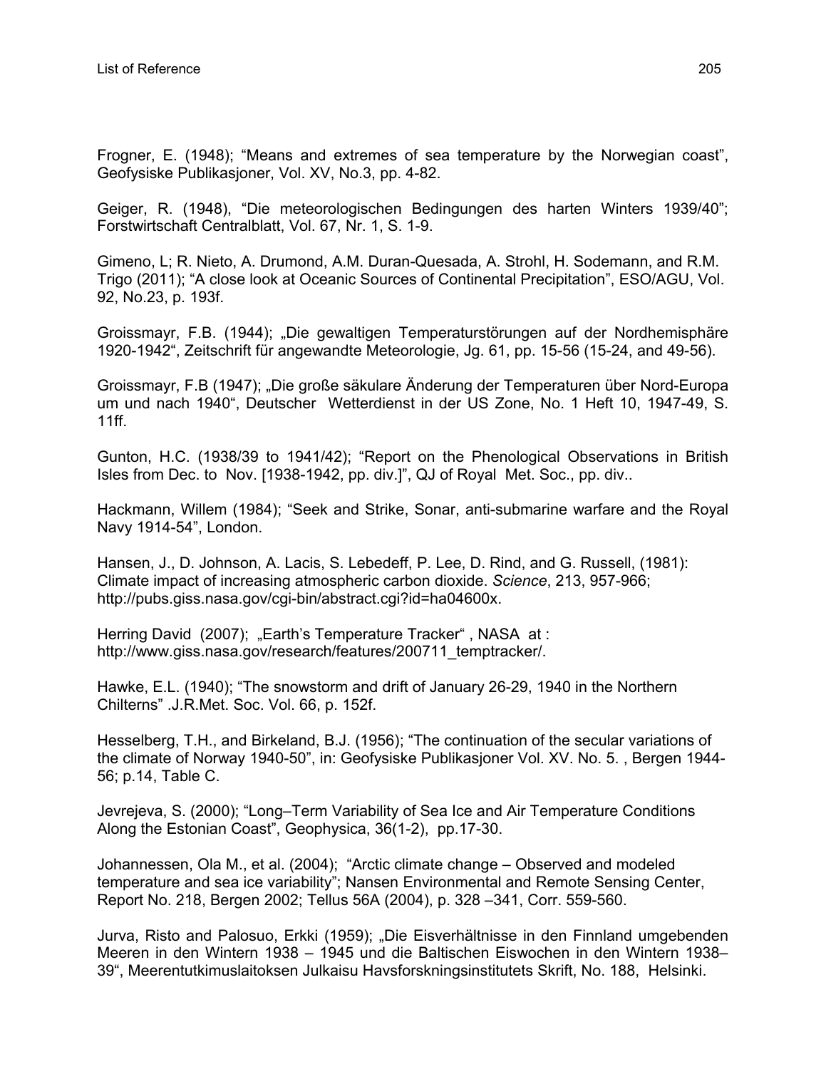Frogner, E. (1948); “Means and extremes of sea temperature by the Norwegian coast”, Geofysiske Publikasjoner, Vol. XV, No.3, pp. 4-82.

Geiger, R. (1948), “Die meteorologischen Bedingungen des harten Winters 1939/40”; Forstwirtschaft Centralblatt, Vol. 67, Nr. 1, S. 1-9.

Gimeno, L; R. Nieto, A. Drumond, A.M. Duran-Quesada, A. Strohl, H. Sodemann, and R.M. Trigo (2011); “A close look at Oceanic Sources of Continental Precipitation”, ESO/AGU, Vol. 92, No.23, p. 193f.

Groissmayr, F.B. (1944); „Die gewaltigen Temperaturstörungen auf der Nordhemisphäre 1920-1942“, Zeitschrift für angewandte Meteorologie, Jg. 61, pp. 15-56 (15-24, and 49-56).

Groissmayr, F.B (1947); „Die große säkulare Änderung der Temperaturen über Nord-Europa um und nach 1940“, Deutscher Wetterdienst in der US Zone, No. 1 Heft 10, 1947-49, S. 11ff.

Gunton, H.C. (1938/39 to 1941/42); “Report on the Phenological Observations in British Isles from Dec. to Nov. [1938-1942, pp. div.]”, QJ of Royal Met. Soc., pp. div..

Hackmann, Willem (1984); “Seek and Strike, Sonar, anti-submarine warfare and the Royal Navy 1914-54”, London.

Hansen, J., D. Johnson, A. Lacis, S. Lebedeff, P. Lee, D. Rind, and G. Russell, (1981): Climate impact of increasing atmospheric carbon dioxide. *Science*, 213, 957-966; http://pubs.giss.nasa.gov/cgi-bin/abstract.cgi?id=ha04600x.

Herring David (2007); „Earth’s Temperature Tracker“ , NASA at : http://www.giss.nasa.gov/research/features/200711_temptracker/.

Hawke, E.L. (1940); “The snowstorm and drift of January 26-29, 1940 in the Northern Chilterns” .J.R.Met. Soc. Vol. 66, p. 152f.

Hesselberg, T.H., and Birkeland, B.J. (1956); “The continuation of the secular variations of the climate of Norway 1940-50”, in: Geofysiske Publikasjoner Vol. XV. No. 5. , Bergen 1944-56; p.14, Table C.

Jevrejeva, S. (2000); “Long–Term Variability of Sea Ice and Air Temperature Conditions Along the Estonian Coast”, Geophysica, 36(1-2), pp.17-30.

Johannessen, Ola M., et al. (2004); “Arctic climate change – Observed and modeled temperature and sea ice variability”; Nansen Environmental and Remote Sensing Center, Report No. 218, Bergen 2002; Tellus 56A (2004), p. 328 –341, Corr. 559-560.

Jurva, Risto and Palosuo, Erkki (1959); „Die Eisverhältnisse in den Finnland umgebenden Meeren in den Wintern 1938 – 1945 und die Baltischen Eiswochen in den Wintern 1938–39“, Meerentutkimuslaitoksen Julkaisu Havsforskningsinstitutets Skrift, No. 188, Helsinki.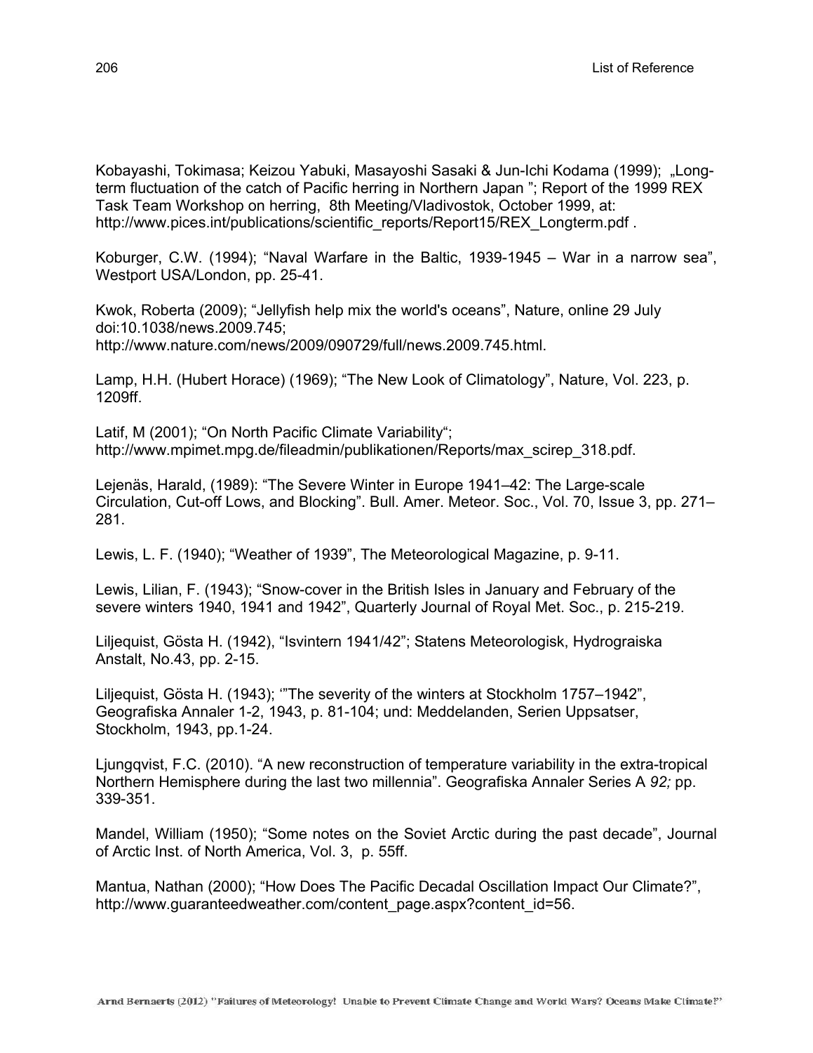Kobayashi, Tokimasa; Keizou Yabuki, Masayoshi Sasaki & Jun-Ichi Kodama (1999); „Long-term fluctuation of the catch of Pacific herring in Northern Japan "; Report of the 1999 REX Task Team Workshop on herring, 8th Meeting/Vladivostok, October 1999, at: http://www.pices.int/publications/scientific_reports/Report15/REX_Longterm.pdf .

Koburger, C.W. (1994); "Naval Warfare in the Baltic, 1939-1945 – War in a narrow sea", Westport USA/London, pp. 25-41.

Kwok, Roberta (2009); "Jellyfish help mix the world's oceans", Nature, online 29 July doi:10.1038/news.2009.745; http://www.nature.com/news/2009/090729/full/news.2009.745.html.

Lamp, H.H. (Hubert Horace) (1969); "The New Look of Climatology", Nature, Vol. 223, p. 1209ff.

Latif, M (2001); "On North Pacific Climate Variability"; http://www.mpimet.mpg.de/fileadmin/publikationen/Reports/max_scirep_318.pdf.

Lejenäs, Harald, (1989): "The Severe Winter in Europe 1941–42: The Large-scale Circulation, Cut-off Lows, and Blocking". Bull. Amer. Meteor. Soc., Vol. 70, Issue 3, pp. 271–281.

Lewis, L. F. (1940); "Weather of 1939", The Meteorological Magazine, p. 9-11.

Lewis, Lilian, F. (1943); "Snow-cover in the British Isles in January and February of the severe winters 1940, 1941 and 1942", Quarterly Journal of Royal Met. Soc., p. 215-219.

Liljequist, Gösta H. (1942), "Isvintern 1941/42"; Statens Meteorologisk, Hydrograiska Anstalt, No.43, pp. 2-15.

Liljequist, Gösta H. (1943); '"The severity of the winters at Stockholm 1757–1942", Geografiska Annaler 1-2, 1943, p. 81-104; und: Meddelanden, Serien Uppsatser, Stockholm, 1943, pp.1-24.

Ljungqvist, F.C. (2010). "A new reconstruction of temperature variability in the extra-tropical Northern Hemisphere during the last two millennia". Geografiska Annaler Series A *92;* pp. 339-351.

Mandel, William (1950); "Some notes on the Soviet Arctic during the past decade", Journal of Arctic Inst. of North America, Vol. 3, p. 55ff.

Mantua, Nathan (2000); "How Does The Pacific Decadal Oscillation Impact Our Climate?", http://www.guaranteedweather.com/content_page.aspx?content_id=56.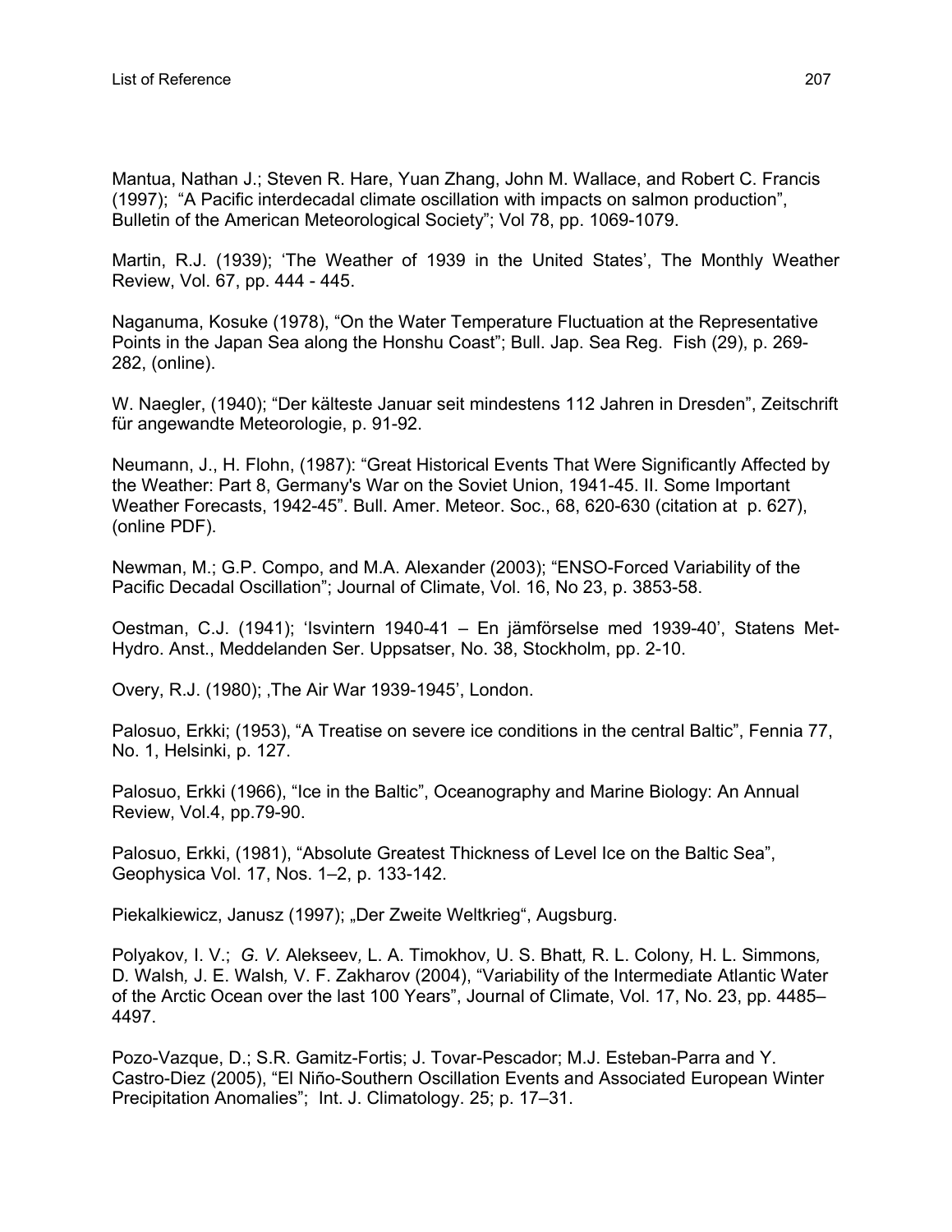Mantua, Nathan J.; Steven R. Hare, Yuan Zhang, John M. Wallace, and Robert C. Francis (1997); "A Pacific interdecadal climate oscillation with impacts on salmon production", Bulletin of the American Meteorological Society"; Vol 78, pp. 1069-1079.

Martin, R.J. (1939); 'The Weather of 1939 in the United States', The Monthly Weather Review, Vol. 67, pp. 444 - 445.

Naganuma, Kosuke (1978), "On the Water Temperature Fluctuation at the Representative Points in the Japan Sea along the Honshu Coast"; Bull. Jap. Sea Reg. Fish (29), p. 269-282, (online).

W. Naegler, (1940); "Der kälteste Januar seit mindestens 112 Jahren in Dresden", Zeitschrift für angewandte Meteorologie, p. 91-92.

Neumann, J., H. Flohn, (1987): "Great Historical Events That Were Significantly Affected by the Weather: Part 8, Germany's War on the Soviet Union, 1941-45. II. Some Important Weather Forecasts, 1942-45". Bull. Amer. Meteor. Soc., 68, 620-630 (citation at p. 627), (online PDF).

Newman, M.; G.P. Compo, and M.A. Alexander (2003); "ENSO-Forced Variability of the Pacific Decadal Oscillation"; Journal of Climate, Vol. 16, No 23, p. 3853-58.

Oestman, C.J. (1941); 'Isvintern 1940-41 – En jämförselse med 1939-40', Statens Met-Hydro. Anst., Meddelanden Ser. Uppsatser, No. 38, Stockholm, pp. 2-10.

Overy, R.J. (1980); ‚The Air War 1939-1945', London.

Palosuo, Erkki; (1953), "A Treatise on severe ice conditions in the central Baltic", Fennia 77, No. 1, Helsinki, p. 127.

Palosuo, Erkki (1966), "Ice in the Baltic", Oceanography and Marine Biology: An Annual Review, Vol.4, pp.79-90.

Palosuo, Erkki, (1981), "Absolute Greatest Thickness of Level Ice on the Baltic Sea", Geophysica Vol. 17, Nos. 1–2, p. 133-142.

Piekalkiewicz, Janusz (1997); „Der Zweite Weltkrieg", Augsburg.

Polyakov*,* I. V.; *G. V.* Alekseev*,* L. A. Timokhov*,* U. S. Bhatt*,* R. L. Colony*,* H. L. Simmons*,* D. Walsh*,* J. E. Walsh*,* V. F. Zakharov (2004), "Variability of the Intermediate Atlantic Water of the Arctic Ocean over the last 100 Years", Journal of Climate, Vol. 17, No. 23, pp. 4485–4497.

Pozo-Vazque, D.; S.R. Gamitz-Fortis; J. Tovar-Pescador; M.J. Esteban-Parra and Y. Castro-Diez (2005), "El Niño-Southern Oscillation Events and Associated European Winter Precipitation Anomalies"; Int. J. Climatology. 25; p. 17–31.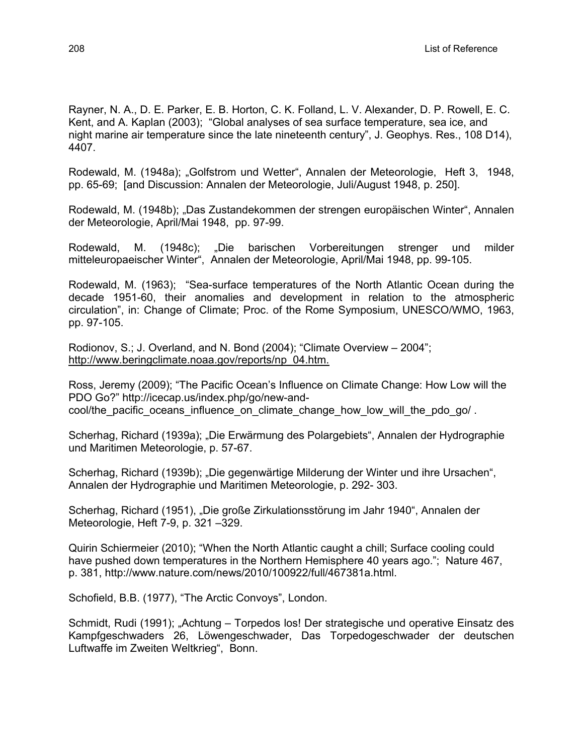Rayner, N. A., D. E. Parker, E. B. Horton, C. K. Folland, L. V. Alexander, D. P. Rowell, E. C. Kent, and A. Kaplan (2003); "Global analyses of sea surface temperature, sea ice, and night marine air temperature since the late nineteenth century", J. Geophys. Res., 108 D14), 4407.

Rodewald, M. (1948a); „Golfstrom und Wetter", Annalen der Meteorologie, Heft 3, 1948, pp. 65-69; [and Discussion: Annalen der Meteorologie, Juli/August 1948, p. 250].

Rodewald, M. (1948b); „Das Zustandekommen der strengen europäischen Winter", Annalen der Meteorologie, April/Mai 1948, pp. 97-99.

Rodewald, M. (1948c); „Die barischen Vorbereitungen strenger und milder mitteleuropaeischer Winter", Annalen der Meteorologie, April/Mai 1948, pp. 99-105.

Rodewald, M. (1963); "Sea-surface temperatures of the North Atlantic Ocean during the decade 1951-60, their anomalies and development in relation to the atmospheric circulation", in: Change of Climate; Proc. of the Rome Symposium, UNESCO/WMO, 1963, pp. 97-105.

Rodionov, S.; J. Overland, and N. Bond (2004); "Climate Overview – 2004"; http://www.beringclimate.noaa.gov/reports/np_04.htm.

Ross, Jeremy (2009); "The Pacific Ocean's Influence on Climate Change: How Low will the PDO Go?" http://icecap.us/index.php/go/new-and-cool/the_pacific_oceans_influence_on_climate_change_how_low_will_the_pdo_go/ .

Scherhag, Richard (1939a); „Die Erwärmung des Polargebiets", Annalen der Hydrographie und Maritimen Meteorologie, p. 57-67.

Scherhag, Richard (1939b); „Die gegenwärtige Milderung der Winter und ihre Ursachen", Annalen der Hydrographie und Maritimen Meteorologie, p. 292- 303.

Scherhag, Richard (1951), „Die große Zirkulationsstörung im Jahr 1940", Annalen der Meteorologie, Heft 7-9, p. 321 –329.

Quirin Schiermeier (2010); "When the North Atlantic caught a chill; Surface cooling could have pushed down temperatures in the Northern Hemisphere 40 years ago."; Nature 467, p. 381, http://www.nature.com/news/2010/100922/full/467381a.html.

Schofield, B.B. (1977), "The Arctic Convoys", London.

Schmidt, Rudi (1991); „Achtung – Torpedos los! Der strategische und operative Einsatz des Kampfgeschwaders 26, Löwengeschwader, Das Torpedogeschwader der deutschen Luftwaffe im Zweiten Weltkrieg", Bonn.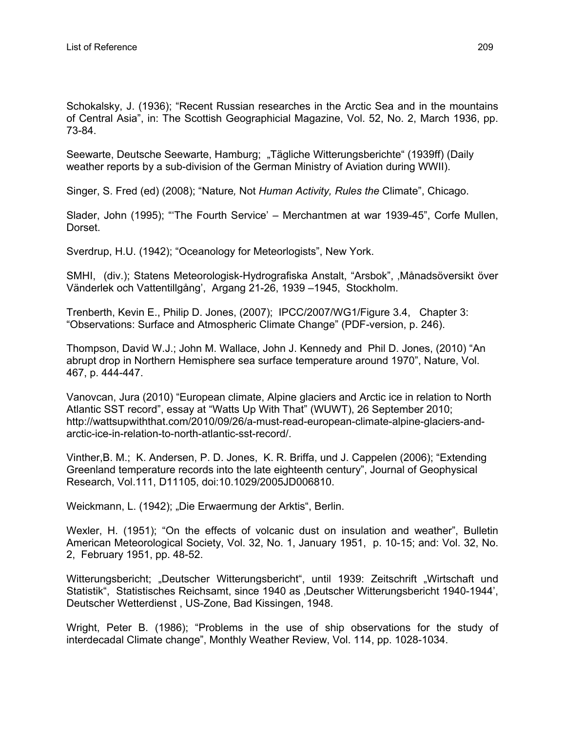Schokalsky, J. (1936); “Recent Russian researches in the Arctic Sea and in the mountains of Central Asia”, in: The Scottish Geographicial Magazine, Vol. 52, No. 2, March 1936, pp. 73-84.

Seewarte, Deutsche Seewarte, Hamburg; „Tägliche Witterungsberichte“ (1939ff) (Daily weather reports by a sub-division of the German Ministry of Aviation during WWII).

Singer, S. Fred (ed) (2008); “Nature*,* Not *Human Activity, Rules the* Climate”, Chicago.

Slader, John (1995); “‘The Fourth Service’ – Merchantmen at war 1939-45”, Corfe Mullen, Dorset.

Sverdrup, H.U. (1942); “Oceanology for Meteorlogists”, New York.

SMHI, (div.); Statens Meteorologisk-Hydrografiska Anstalt, “Arsbok”, ‚Månadsöversikt över Vänderlek och Vattentillgång’, Argang 21-26, 1939 –1945, Stockholm.

Trenberth, Kevin E., Philip D. Jones, (2007); IPCC/2007/WG1/Figure 3.4, Chapter 3: “Observations: Surface and Atmospheric Climate Change” (PDF-version, p. 246).

Thompson, David W.J.; John M. Wallace, John J. Kennedy and Phil D. Jones, (2010) “An abrupt drop in Northern Hemisphere sea surface temperature around 1970”, Nature, Vol. 467, p. 444-447.

Vanovcan, Jura (2010) “European climate, Alpine glaciers and Arctic ice in relation to North Atlantic SST record”, essay at “Watts Up With That” (WUWT), 26 September 2010; http://wattsupwiththat.com/2010/09/26/a-must-read-european-climate-alpine-glaciers-and-arctic-ice-in-relation-to-north-atlantic-sst-record/.

Vinther,B. M.; K. Andersen, P. D. Jones, K. R. Briffa, und J. Cappelen (2006); “Extending Greenland temperature records into the late eighteenth century”, Journal of Geophysical Research, Vol.111, D11105, doi:10.1029/2005JD006810.

Weickmann, L. (1942); „Die Erwaermung der Arktis“, Berlin.

Wexler, H. (1951); “On the effects of volcanic dust on insulation and weather”, Bulletin American Meteorological Society, Vol. 32, No. 1, January 1951, p. 10-15; and: Vol. 32, No. 2, February 1951, pp. 48-52.

Witterungsbericht; „Deutscher Witterungsbericht“, until 1939: Zeitschrift „Wirtschaft und Statistik“, Statistisches Reichsamt, since 1940 as ‚Deutscher Witterungsbericht 1940-1944’, Deutscher Wetterdienst , US-Zone, Bad Kissingen, 1948.

Wright, Peter B. (1986); “Problems in the use of ship observations for the study of interdecadal Climate change”, Monthly Weather Review, Vol. 114, pp. 1028-1034.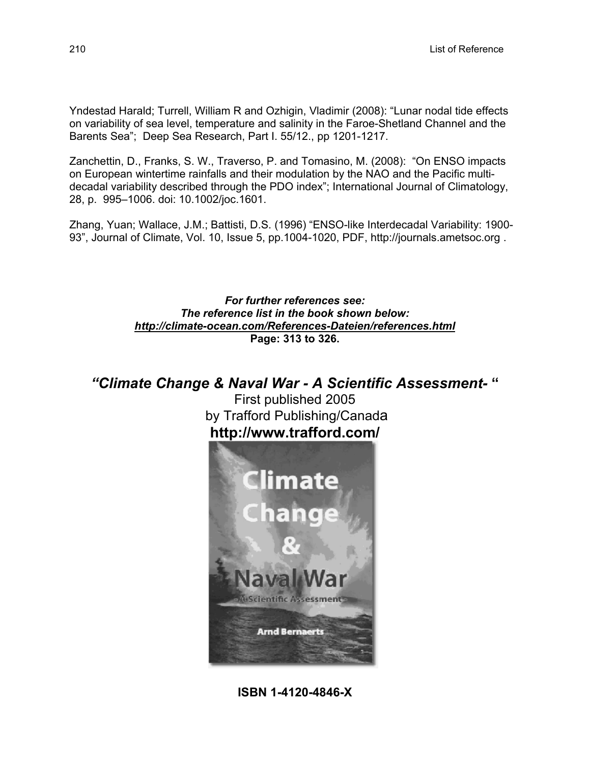Yndestad Harald; Turrell, William R and Ozhigin, Vladimir (2008): "Lunar nodal tide effects on variability of sea level, temperature and salinity in the Faroe-Shetland Channel and the Barents Sea"; Deep Sea Research, Part I. 55/12., pp 1201-1217.

Zanchettin, D., Franks, S. W., Traverso, P. and Tomasino, M. (2008): "On ENSO impacts on European wintertime rainfalls and their modulation by the NAO and the Pacific multi-decadal variability described through the PDO index"; International Journal of Climatology, 28, p. 995–1006. doi: 10.1002/joc.1601.

Zhang, Yuan; Wallace, J.M.; Battisti, D.S. (1996) "ENSO-like Interdecadal Variability: 1900-93", Journal of Climate, Vol. 10, Issue 5, pp.1004-1020, PDF, http://journals.ametsoc.org .

***For further references see:***
***The reference list in the book shown below:***
***http://climate-ocean.com/References-Dateien/references.html***
**Page: 313 to 326.**

## *"Climate Change & Naval War - A Scientific Assessment- "*

First published 2005
by Trafford Publishing/Canada
**http://www.trafford.com/**

**ISBN 1-4120-4846-X**